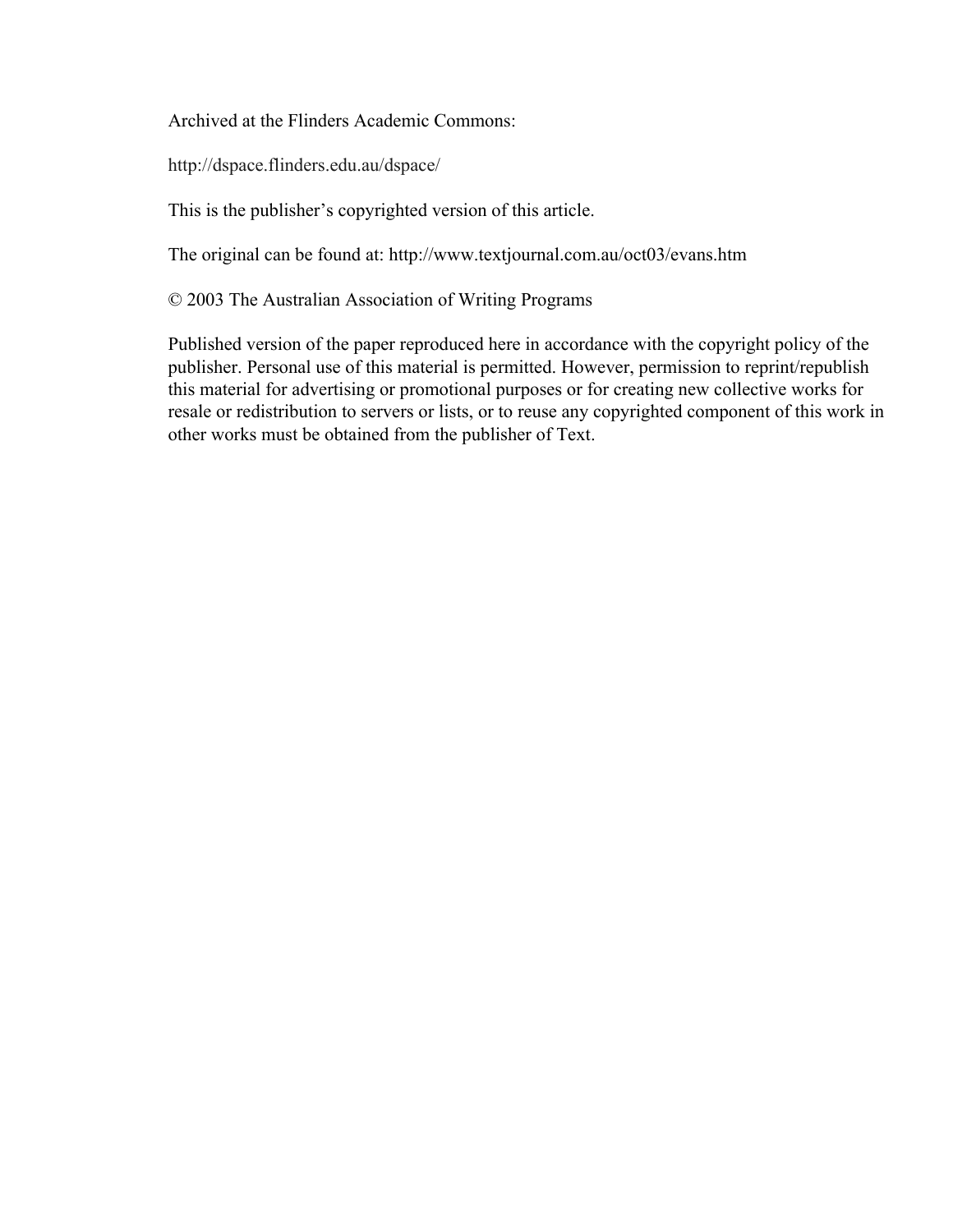Archived at the Flinders Academic Commons:

http://dspace.flinders.edu.au/dspace/

This is the publisher's copyrighted version of this article.

The original can be found at: http://www.textjournal.com.au/oct03/evans.htm

© 2003 The Australian Association of Writing Programs

Published version of the paper reproduced here in accordance with the copyright policy of the publisher. Personal use of this material is permitted. However, permission to reprint/republish this material for advertising or promotional purposes or for creating new collective works for resale or redistribution to servers or lists, or to reuse any copyrighted component of this work in other works must be obtained from the publisher of Text.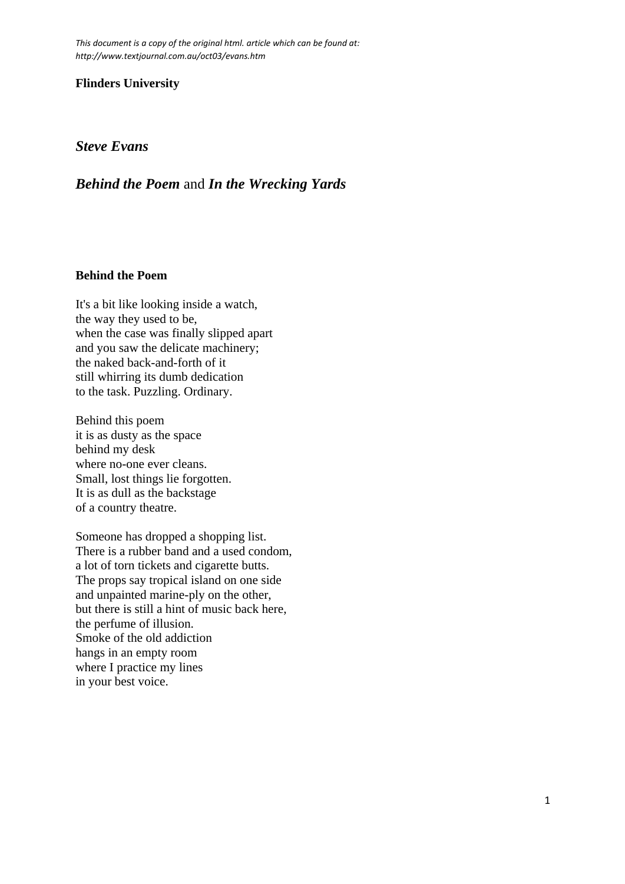*This document is a copy of the original html. article which can be found at: http://www.textjournal.com.au/oct03/evans.htm*

**Flinders University**

## *Steve Evans*

# *Behind the Poem* and *In the Wrecking Yards*

### Behind the Poem

It's a bit like looking inside a watch,  
the way they used to be,  
when the case was finally slipped apart  
and you saw the delicate machinery;  
the naked back-and-forth of it  
still whirring its dumb dedication  
to the task. Puzzling. Ordinary.

Behind this poem  
it is as dusty as the space  
behind my desk  
where no-one ever cleans.  
Small, lost things lie forgotten.  
It is as dull as the backstage  
of a country theatre.

Someone has dropped a shopping list.  
There is a rubber band and a used condom,  
a lot of torn tickets and cigarette butts.  
The props say tropical island on one side  
and unpainted marine-ply on the other,  
but there is still a hint of music back here,  
the perfume of illusion.  
Smoke of the old addiction  
hangs in an empty room  
where I practice my lines  
in your best voice.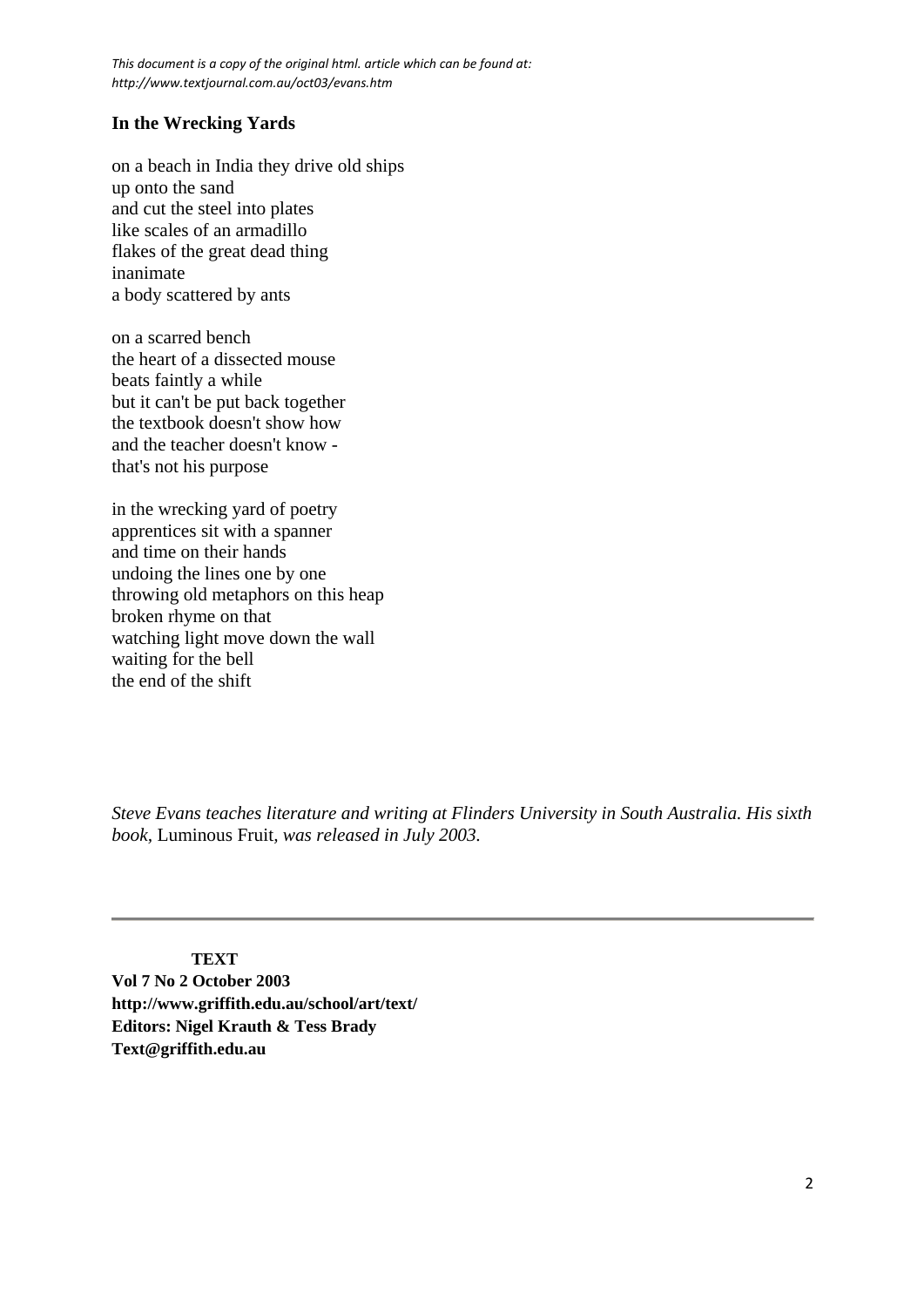*This document is a copy of the original html. article which can be found at: http://www.textjournal.com.au/oct03/evans.htm*

## In the Wrecking Yards

on a beach in India they drive old ships  
up onto the sand  
and cut the steel into plates  
like scales of an armadillo  
flakes of the great dead thing  
inanimate  
a body scattered by ants

on a scarred bench  
the heart of a dissected mouse  
beats faintly a while  
but it can't be put back together  
the textbook doesn't show how  
and the teacher doesn't know -  
that's not his purpose

in the wrecking yard of poetry  
apprentices sit with a spanner  
and time on their hands  
undoing the lines one by one  
throwing old metaphors on this heap  
broken rhyme on that  
watching light move down the wall  
waiting for the bell  
the end of the shift

*Steve Evans teaches literature and writing at Flinders University in South Australia. His sixth book,* Luminous Fruit, *was released in July 2003.*

---

**TEXT**  
**Vol 7 No 2 October 2003**  
**http://www.griffith.edu.au/school/art/text/**  
**Editors: Nigel Krauth & Tess Brady**  
**Text@griffith.edu.au**